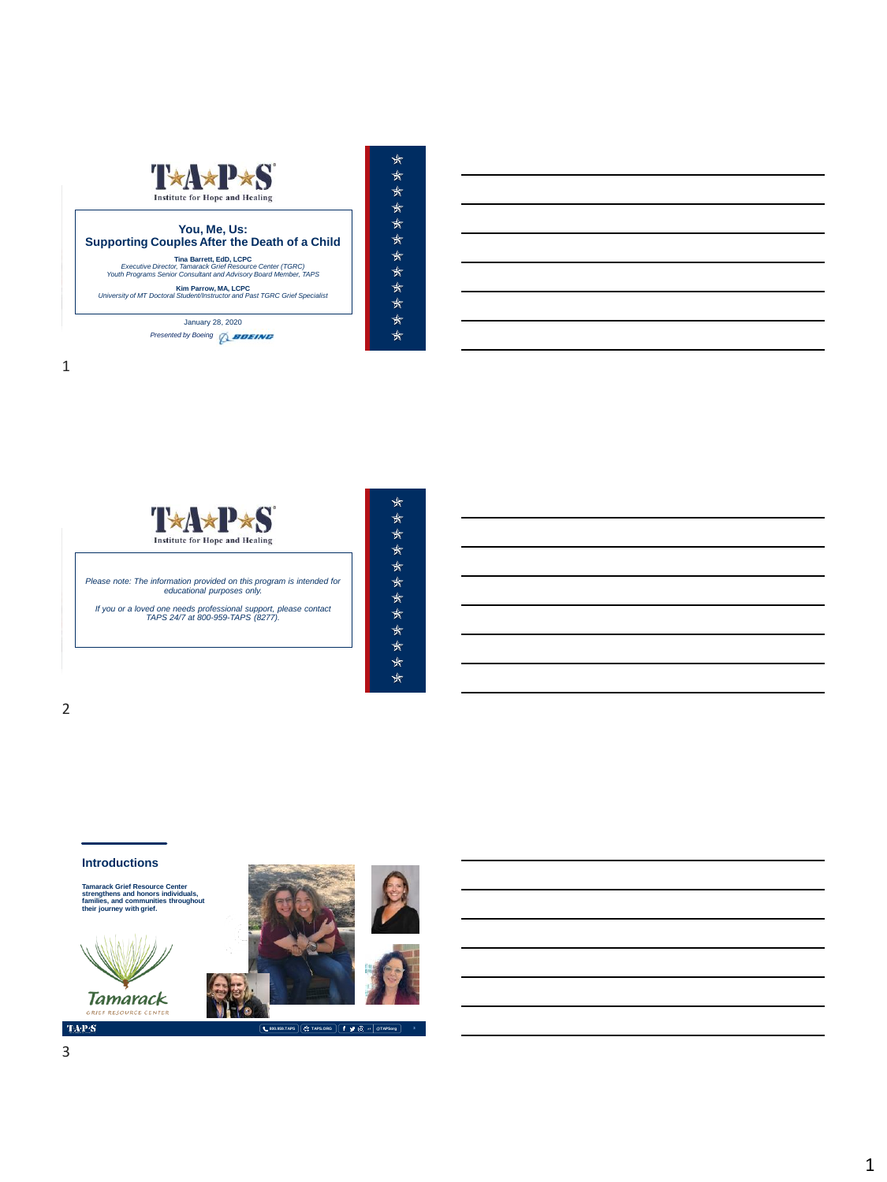**TAPS**
Institute for Hope and Healing

## You, Me, Us: Supporting Couples After the Death of a Child

**Tina Barrett, EdD, LCPC**
*Executive Director, Tamarack Grief Resource Center (TGRC)*
*Youth Programs Senior Consultant and Advisory Board Member, TAPS*

**Kim Parrow, MA, LCPC**
*University of MT Doctoral Student/Instructor and Past TGRC Grief Specialist*

January 28, 2020

*Presented by Boeing*

---

**TAPS**
Institute for Hope and Healing

*Please note: The information provided on this program is intended for educational purposes only.*

*If you or a loved one needs professional support, please contact TAPS 24/7 at 800-959-TAPS (8277).*

---

## Introductions

**Tamarack Grief Resource Center strengthens and honors individuals, families, and communities throughout their journey with grief.**

Tamarack
GRIEF RESOURCE CENTER

TAPS | 800.959.TAPS | TAPS.ORG | @TAPSorg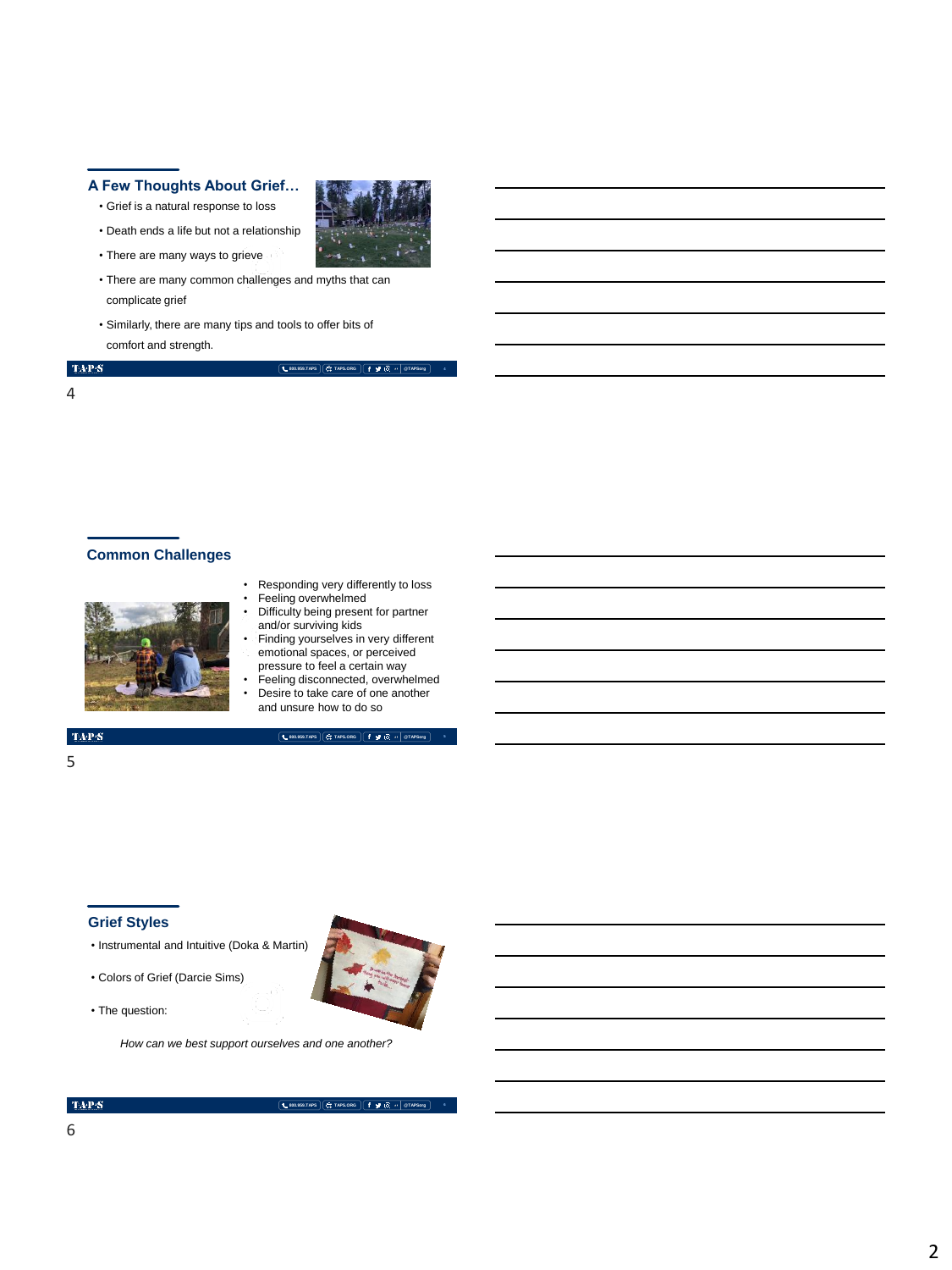## A Few Thoughts About Grief…

- Grief is a natural response to loss
- Death ends a life but not a relationship
- There are many ways to grieve
- There are many common challenges and myths that can complicate grief
- Similarly, there are many tips and tools to offer bits of comfort and strength.

## Common Challenges

- Responding very differently to loss
- Feeling overwhelmed
- Difficulty being present for partner and/or surviving kids
- Finding yourselves in very different emotional spaces, or perceived pressure to feel a certain way
- Feeling disconnected, overwhelmed
- Desire to take care of one another and unsure how to do so

## Grief Styles

- Instrumental and Intuitive (Doka & Martin)
- Colors of Grief (Darcie Sims)
- The question:

*How can we best support ourselves and one another?*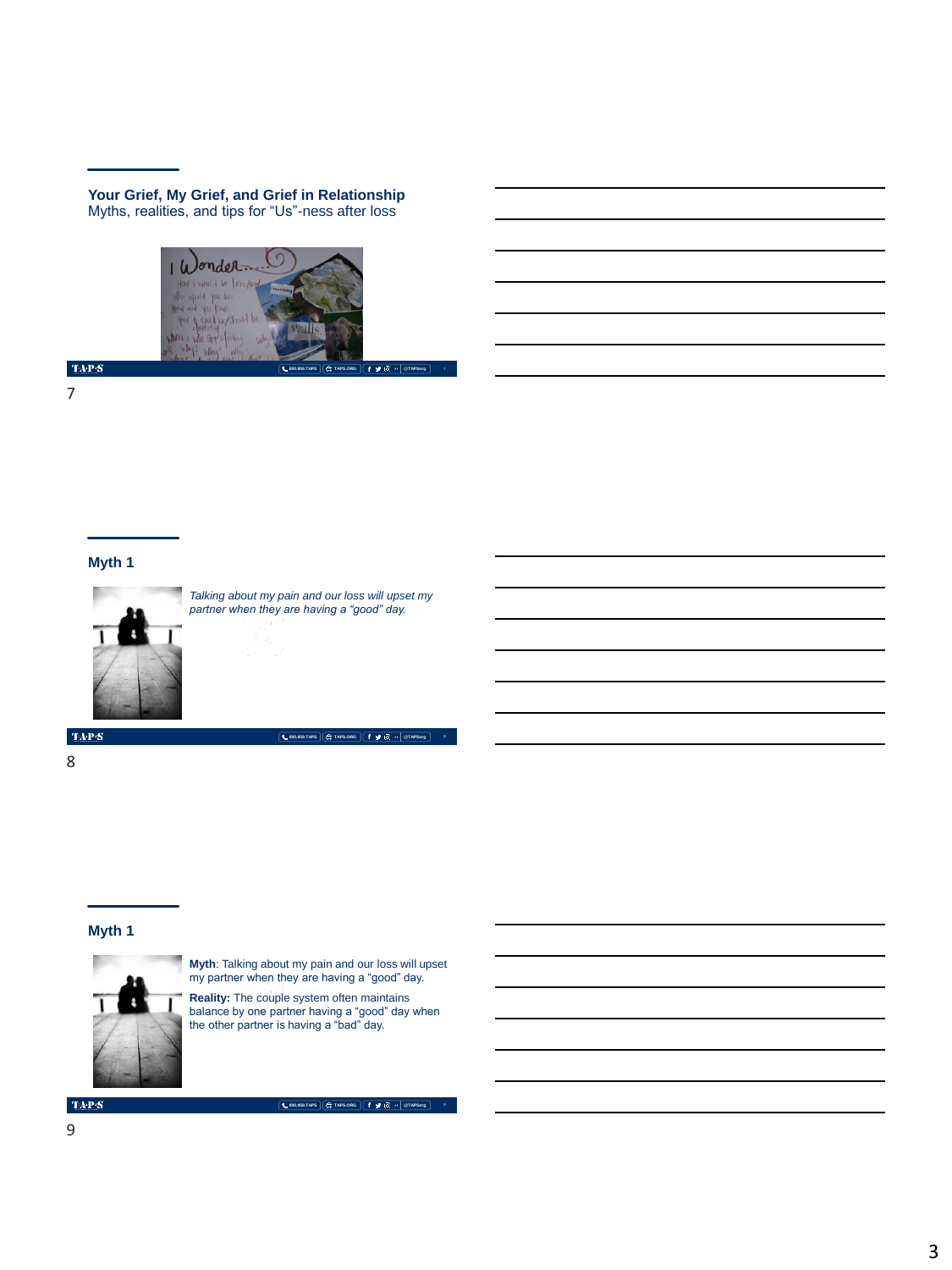## Your Grief, My Grief, and Grief in Relationship

Myths, realities, and tips for “Us”-ness after loss

## Myth 1

*Talking about my pain and our loss will upset my partner when they are having a “good” day.*

## Myth 1

**Myth**: Talking about my pain and our loss will upset my partner when they are having a “good” day.

**Reality:** The couple system often maintains balance by one partner having a “good” day when the other partner is having a “bad” day.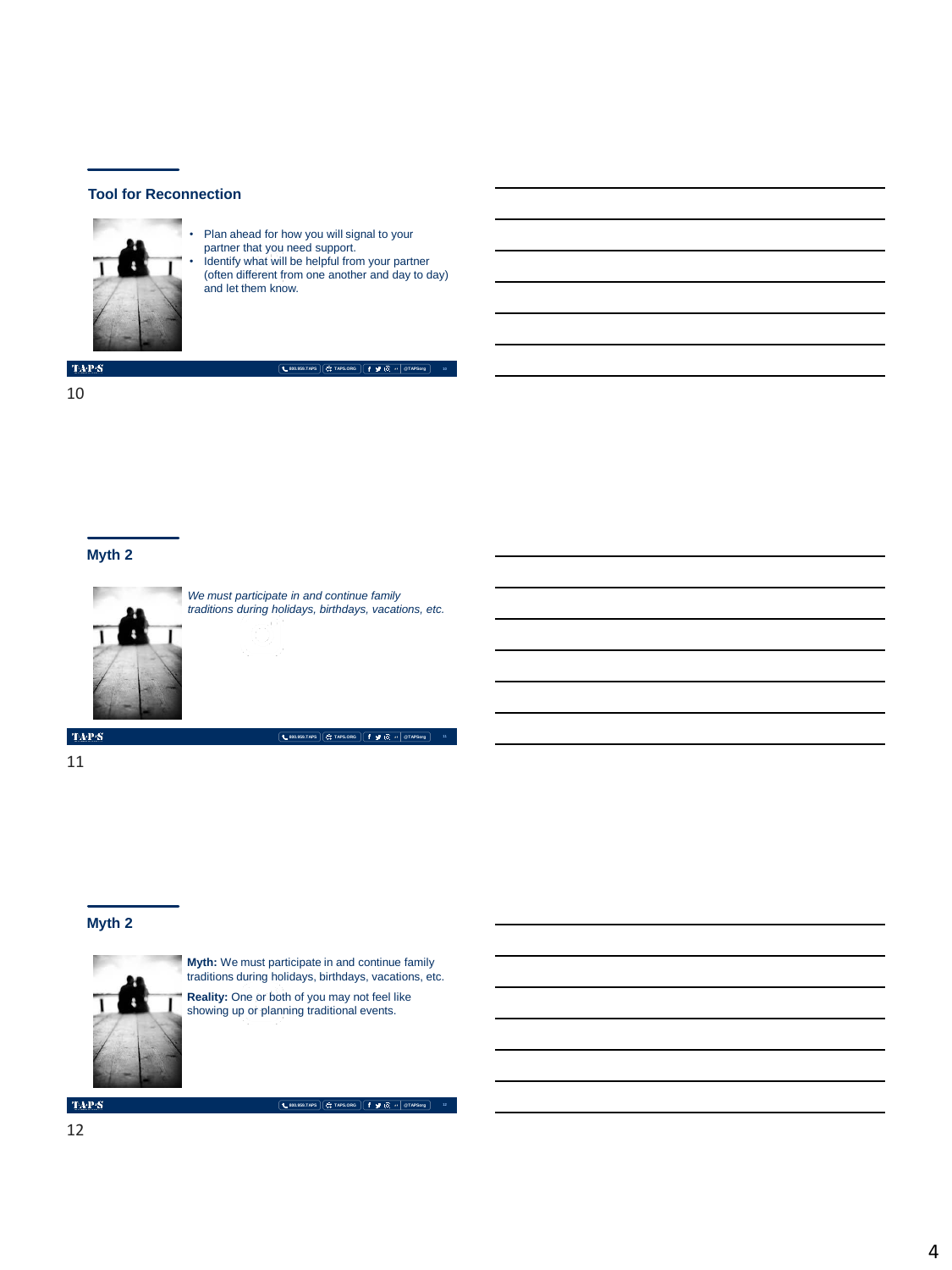## Tool for Reconnection

- Plan ahead for how you will signal to your partner that you need support.
- Identify what will be helpful from your partner (often different from one another and day to day) and let them know.

10

## Myth 2

*We must participate in and continue family traditions during holidays, birthdays, vacations, etc.*

11

## Myth 2

**Myth:** We must participate in and continue family traditions during holidays, birthdays, vacations, etc.

**Reality:** One or both of you may not feel like showing up or planning traditional events.

12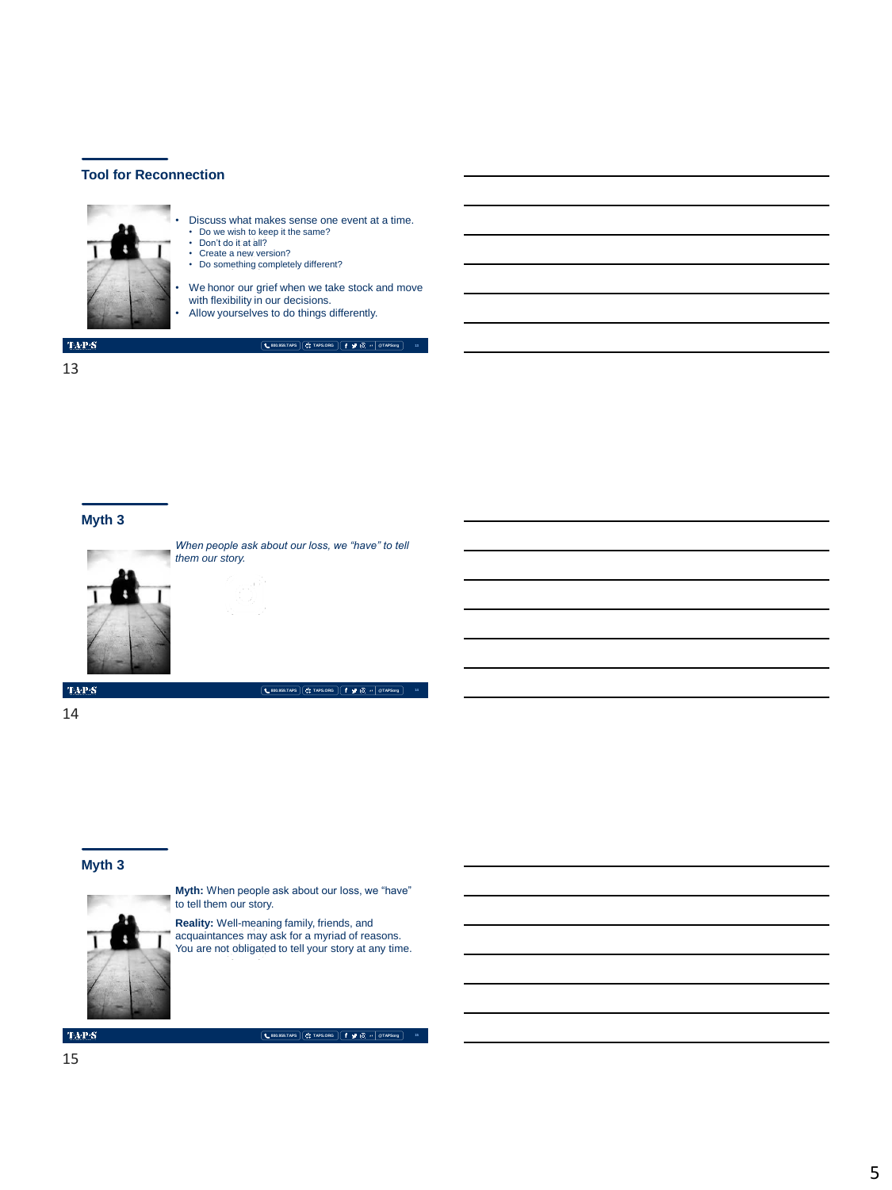## Tool for Reconnection

- Discuss what makes sense one event at a time.
  - Do we wish to keep it the same?
  - Don't do it at all?
  - Create a new version?
  - Do something completely different?
- We honor our grief when we take stock and move with flexibility in our decisions.
- Allow yourselves to do things differently.

## Myth 3

*When people ask about our loss, we "have" to tell them our story.*

## Myth 3

**Myth:** When people ask about our loss, we "have" to tell them our story.

**Reality:** Well-meaning family, friends, and acquaintances may ask for a myriad of reasons. You are not obligated to tell your story at any time.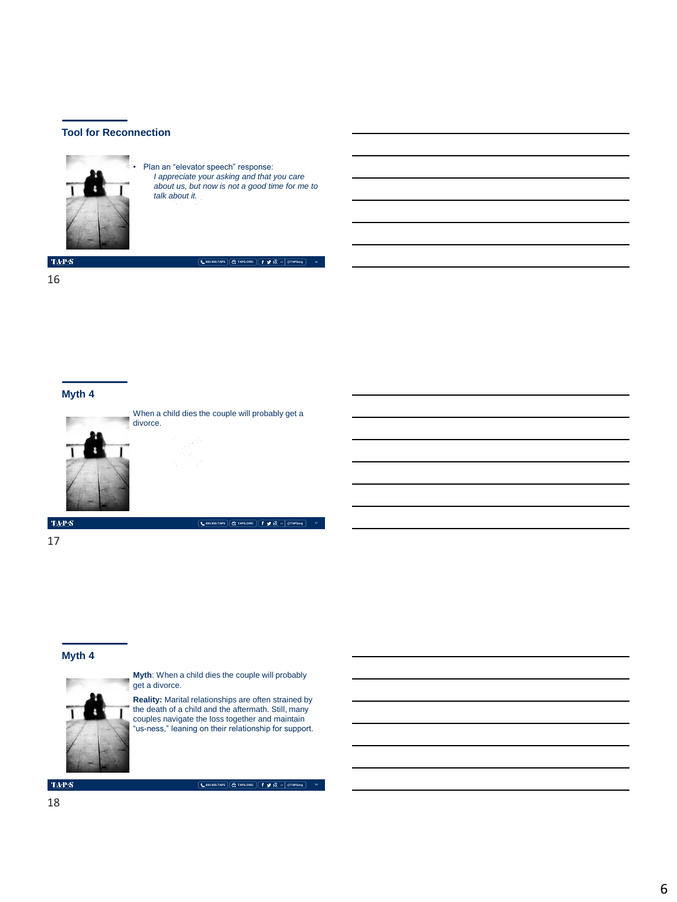## Tool for Reconnection

- Plan an "elevator speech" response:

  *I appreciate your asking and that you care about us, but now is not a good time for me to talk about it.*

16

## Myth 4

When a child dies the couple will probably get a divorce.

17

## Myth 4

**Myth**: When a child dies the couple will probably get a divorce.

**Reality:** Marital relationships are often strained by the death of a child and the aftermath. Still, many couples navigate the loss together and maintain "us-ness," leaning on their relationship for support.

18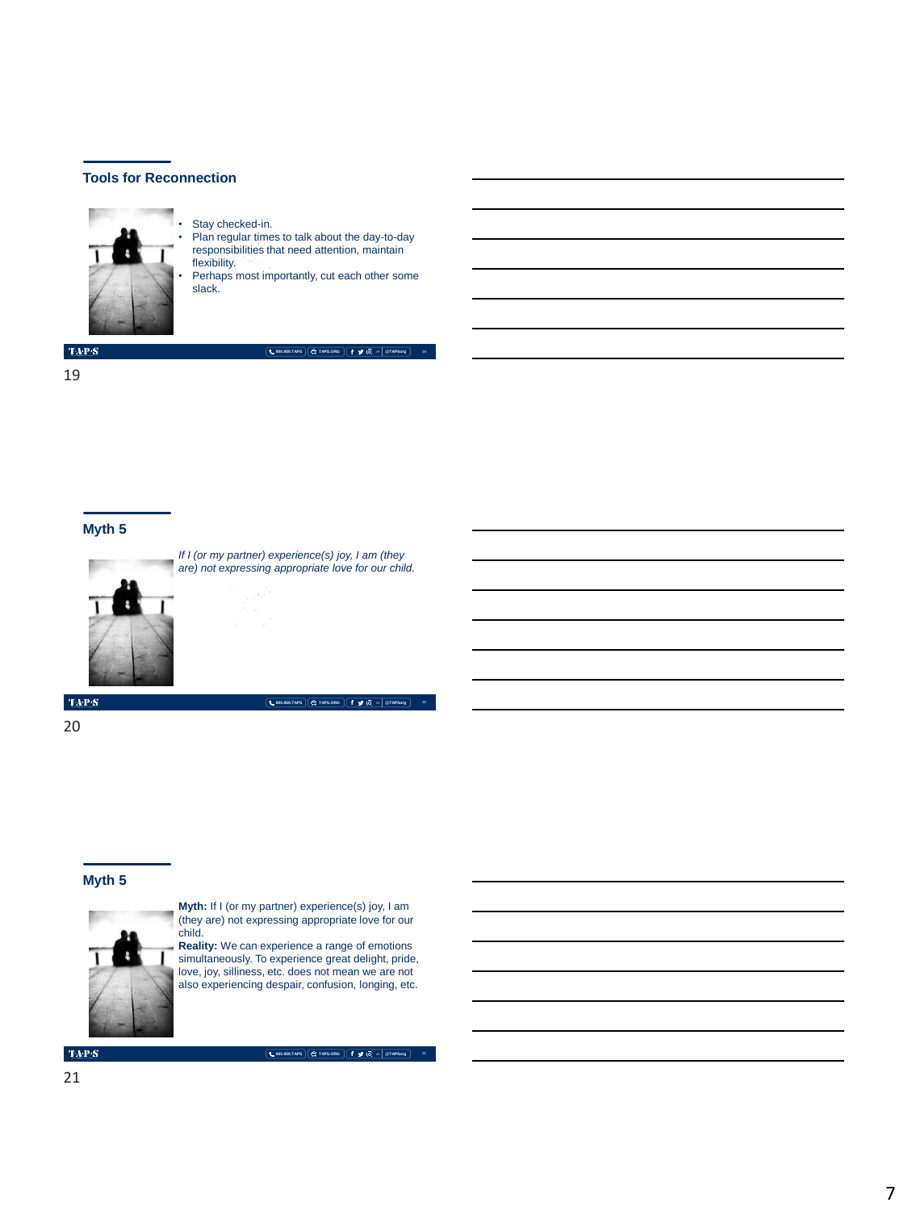## Tools for Reconnection

- Stay checked-in.
- Plan regular times to talk about the day-to-day responsibilities that need attention, maintain flexibility.
- Perhaps most importantly, cut each other some slack.

19

## Myth 5

*If I (or my partner) experience(s) joy, I am (they are) not expressing appropriate love for our child.*

20

## Myth 5

**Myth:** If I (or my partner) experience(s) joy, I am (they are) not expressing appropriate love for our child.

**Reality:** We can experience a range of emotions simultaneously. To experience great delight, pride, love, joy, silliness, etc. does not mean we are not also experiencing despair, confusion, longing, etc.

21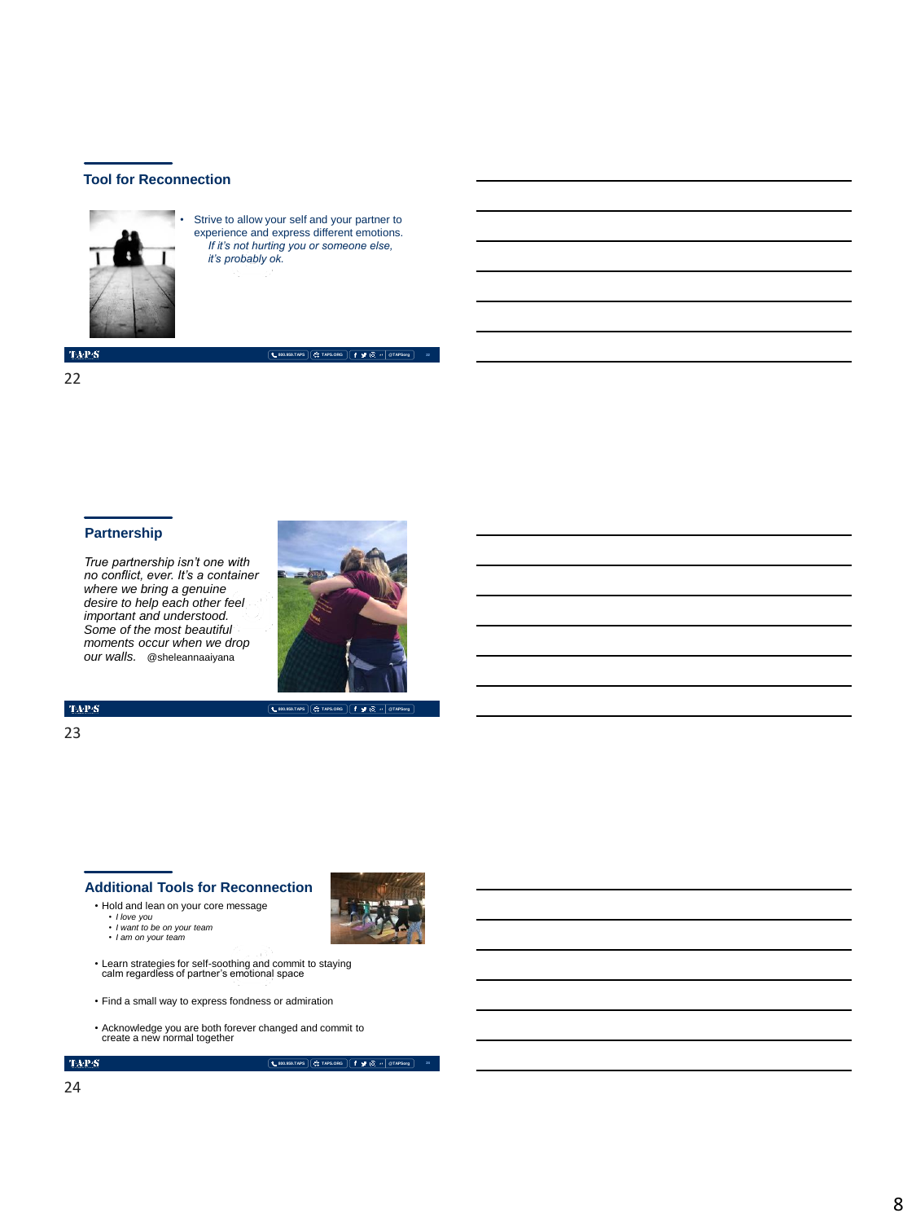## Tool for Reconnection

- Strive to allow your self and your partner to experience and express different emotions.
  *If it's not hurting you or someone else, it's probably ok.*

## Partnership

*True partnership isn't one with no conflict, ever. It's a container where we bring a genuine desire to help each other feel important and understood. Some of the most beautiful moments occur when we drop our walls.* @sheleannaaiyana

## Additional Tools for Reconnection

- Hold and lean on your core message
  - *I love you*
  - *I want to be on your team*
  - *I am on your team*
- Learn strategies for self-soothing and commit to staying calm regardless of partner's emotional space
- Find a small way to express fondness or admiration
- Acknowledge you are both forever changed and commit to create a new normal together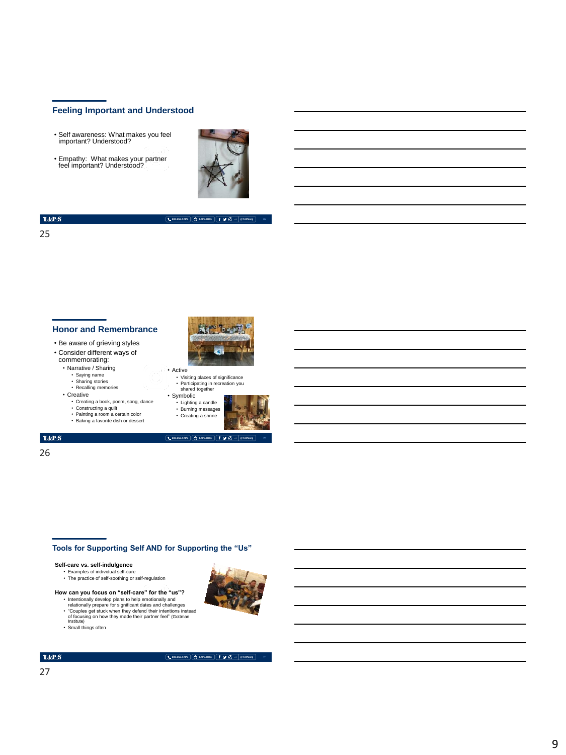## Feeling Important and Understood

- Self awareness: What makes you feel important? Understood?
- Empathy: What makes your partner feel important? Understood?

## Honor and Remembrance

- Be aware of grieving styles
- Consider different ways of commemorating:
  - Narrative / Sharing
    - Saying name
    - Sharing stories
    - Recalling memories
  - Creative
    - Creating a book, poem, song, dance
    - Constructing a quilt
    - Painting a room a certain color
    - Baking a favorite dish or dessert
  - Active
    - Visiting places of significance
    - Participating in recreation you shared together
  - Symbolic
    - Lighting a candle
    - Burning messages
    - Creating a shrine

## Tools for Supporting Self AND for Supporting the "Us"

**Self-care vs. self-indulgence**

- Examples of individual self-care
- The practice of self-soothing or self-regulation

**How can you focus on "self-care" for the "us"?**

- Intentionally develop plans to help emotionally and relationally prepare for significant dates and challenges
- "Couples get stuck when they defend their intentions instead of focusing on how they made their partner feel" (Gottman Institute)
- Small things often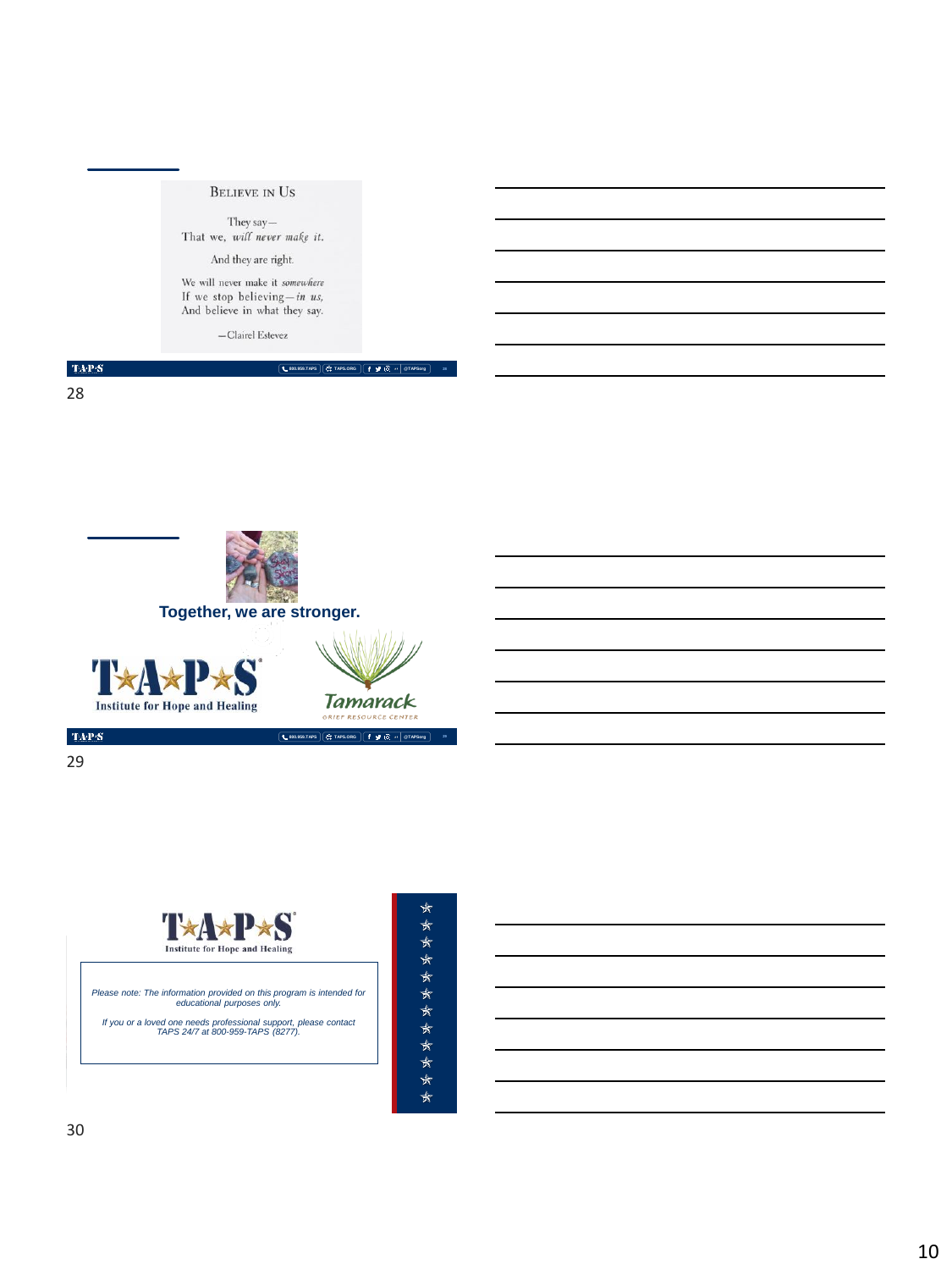## Believe in Us

They say—
That we, *will never make it.*

And they are right.

We will never make it *somewhere*
If we stop believing—*in us,*
And believe in what they say.

—Clairel Estevez

**Together, we are stronger.**

T★A★P★S

Institute for Hope and Healing

Tamarack

GRIEF RESOURCE CENTER

T★A★P★S

Institute for Hope and Healing

*Please note: The information provided on this program is intended for educational purposes only.*

*If you or a loved one needs professional support, please contact TAPS 24/7 at 800-959-TAPS (8277).*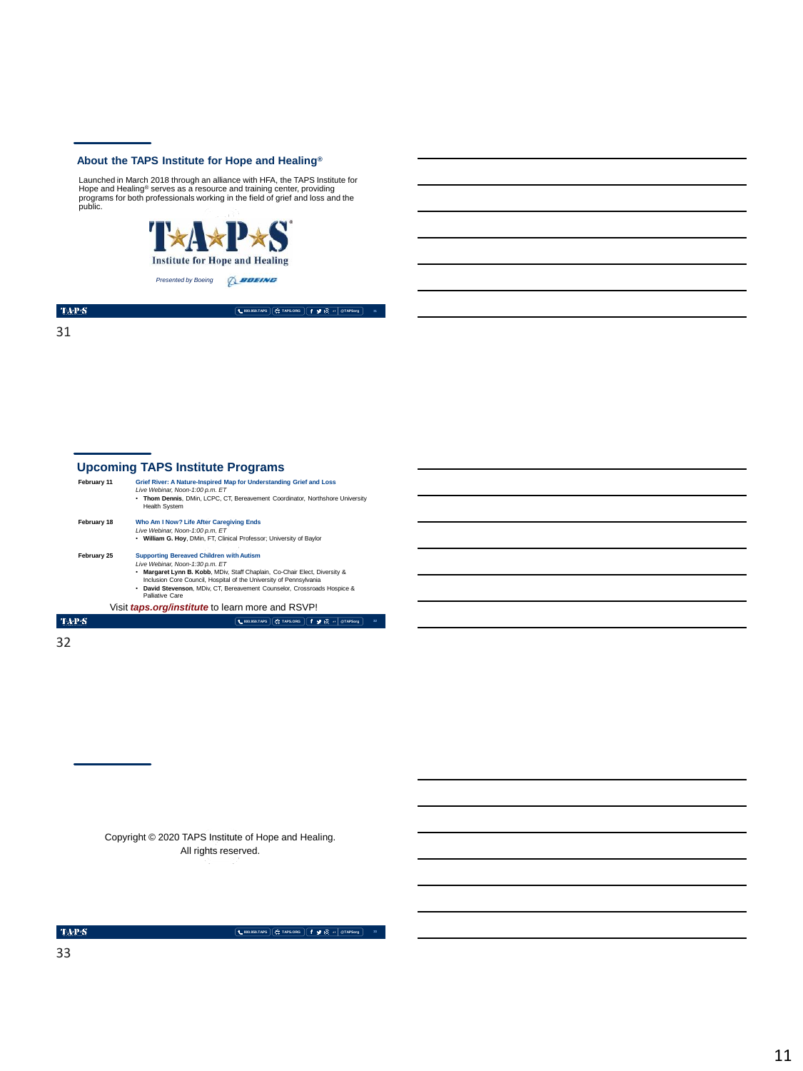## About the TAPS Institute for Hope and Healing®

Launched in March 2018 through an alliance with HFA, the TAPS Institute for Hope and Healing® serves as a resource and training center, providing programs for both professionals working in the field of grief and loss and the public.

TAPS Institute for Hope and Healing

*Presented by Boeing*

## Upcoming TAPS Institute Programs

**February 11**

**Grief River: A Nature-Inspired Map for Understanding Grief and Loss**
*Live Webinar, Noon-1:00 p.m. ET*
- **Thom Dennis**, DMin, LCPC, CT, Bereavement Coordinator, Northshore University Health System

**February 18**

**Who Am I Now? Life After Caregiving Ends**
*Live Webinar, Noon-1:00 p.m. ET*
- **William G. Hoy**, DMin, FT, Clinical Professor; University of Baylor

**February 25**

**Supporting Bereaved Children with Autism**
*Live Webinar, Noon-1:30 p.m. ET*
- **Margaret Lynn B. Kobb**, MDiv, Staff Chaplain, Co-Chair Elect, Diversity & Inclusion Core Council, Hospital of the University of Pennsylvania
- **David Stevenson**, MDiv, CT, Bereavement Counselor, Crossroads Hospice & Palliative Care

Visit ***taps.org/institute*** to learn more and RSVP!

Copyright © 2020 TAPS Institute of Hope and Healing.
All rights reserved.